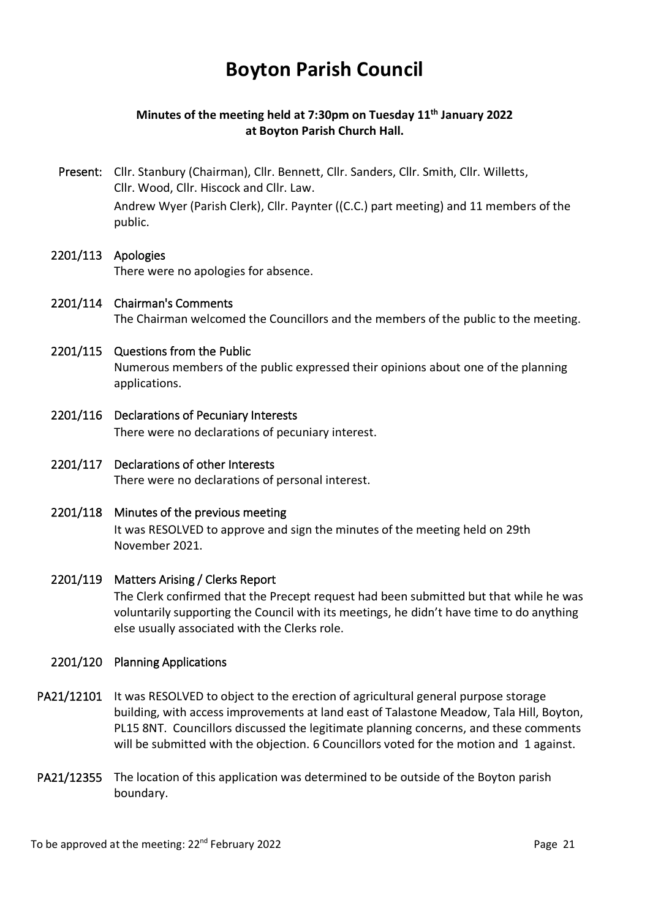# Boyton Parish Council

**Minutes of the meeting held at 7:30pm on Tuesday 11th January 2022 at Boyton Parish Church Hall.**

**Present:** Cllr. Stanbury (Chairman), Cllr. Bennett, Cllr. Sanders, Cllr. Smith, Cllr. Willetts, Cllr. Wood, Cllr. Hiscock and Cllr. Law.
Andrew Wyer (Parish Clerk), Cllr. Paynter ((C.C.) part meeting) and 11 members of the public.

**2201/113 Apologies**
There were no apologies for absence.

**2201/114 Chairman's Comments**
The Chairman welcomed the Councillors and the members of the public to the meeting.

**2201/115 Questions from the Public**
Numerous members of the public expressed their opinions about one of the planning applications.

**2201/116 Declarations of Pecuniary Interests**
There were no declarations of pecuniary interest.

**2201/117 Declarations of other Interests**
There were no declarations of personal interest.

**2201/118 Minutes of the previous meeting**
It was RESOLVED to approve and sign the minutes of the meeting held on 29th November 2021.

**2201/119 Matters Arising / Clerks Report**
The Clerk confirmed that the Precept request had been submitted but that while he was voluntarily supporting the Council with its meetings, he didn't have time to do anything else usually associated with the Clerks role.

**2201/120 Planning Applications**

**PA21/12101** It was RESOLVED to object to the erection of agricultural general purpose storage building, with access improvements at land east of Talastone Meadow, Tala Hill, Boyton, PL15 8NT. Councillors discussed the legitimate planning concerns, and these comments will be submitted with the objection. 6 Councillors voted for the motion and 1 against.

**PA21/12355** The location of this application was determined to be outside of the Boyton parish boundary.

To be approved at the meeting: 22nd February 2022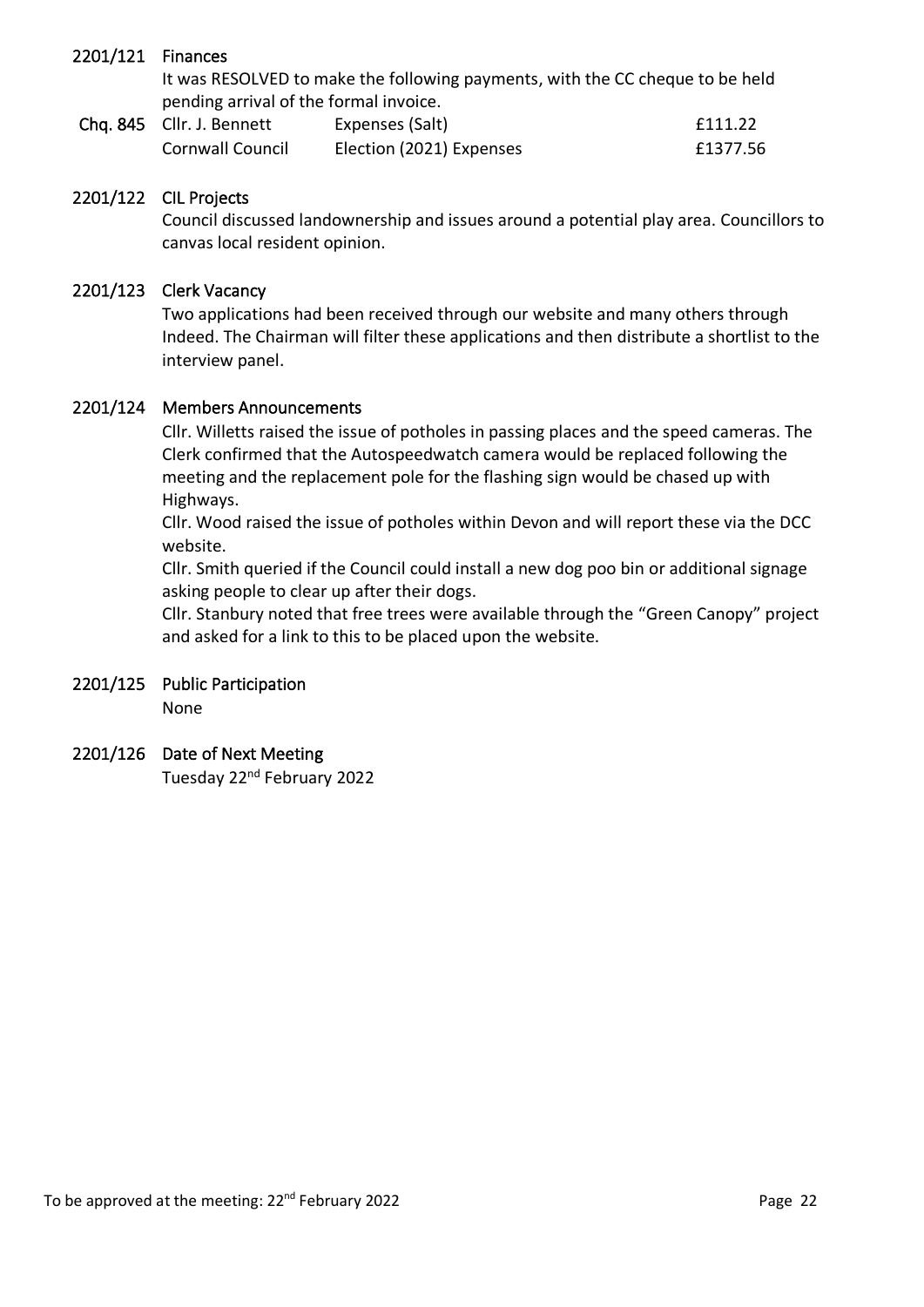## 2201/121 Finances

It was RESOLVED to make the following payments, with the CC cheque to be held pending arrival of the formal invoice.

| | | | |
|---|---|---|---|
| Chq. 845 | Cllr. J. Bennett | Expenses (Salt) | £111.22 |
| | Cornwall Council | Election (2021) Expenses | £1377.56 |

## 2201/122 CIL Projects

Council discussed landownership and issues around a potential play area. Councillors to canvas local resident opinion.

## 2201/123 Clerk Vacancy

Two applications had been received through our website and many others through Indeed. The Chairman will filter these applications and then distribute a shortlist to the interview panel.

## 2201/124 Members Announcements

Cllr. Willetts raised the issue of potholes in passing places and the speed cameras. The Clerk confirmed that the Autospeedwatch camera would be replaced following the meeting and the replacement pole for the flashing sign would be chased up with Highways.

Cllr. Wood raised the issue of potholes within Devon and will report these via the DCC website.

Cllr. Smith queried if the Council could install a new dog poo bin or additional signage asking people to clear up after their dogs.

Cllr. Stanbury noted that free trees were available through the "Green Canopy" project and asked for a link to this to be placed upon the website.

## 2201/125 Public Participation

None

## 2201/126 Date of Next Meeting

Tuesday 22nd February 2022

To be approved at the meeting: 22nd February 2022